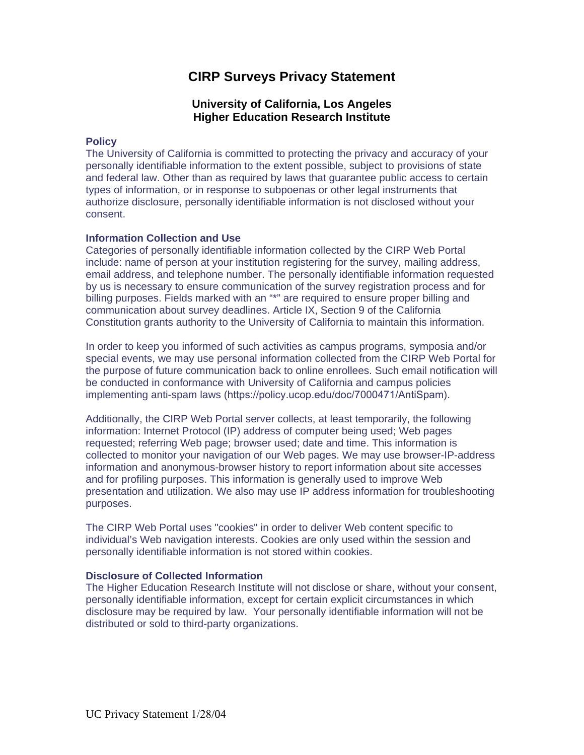# CIRP Surveys Privacy Statement

## University of California, Los Angeles
## Higher Education Research Institute

### Policy

The University of California is committed to protecting the privacy and accuracy of your personally identifiable information to the extent possible, subject to provisions of state and federal law. Other than as required by laws that guarantee public access to certain types of information, or in response to subpoenas or other legal instruments that authorize disclosure, personally identifiable information is not disclosed without your consent.

### Information Collection and Use

Categories of personally identifiable information collected by the CIRP Web Portal include: name of person at your institution registering for the survey, mailing address, email address, and telephone number. The personally identifiable information requested by us is necessary to ensure communication of the survey registration process and for billing purposes. Fields marked with an "*" are required to ensure proper billing and communication about survey deadlines. Article IX, Section 9 of the California Constitution grants authority to the University of California to maintain this information.

In order to keep you informed of such activities as campus programs, symposia and/or special events, we may use personal information collected from the CIRP Web Portal for the purpose of future communication back to online enrollees. Such email notification will be conducted in conformance with University of California and campus policies implementing anti-spam laws (https://policy.ucop.edu/doc/7000471/AntiSpam).

Additionally, the CIRP Web Portal server collects, at least temporarily, the following information: Internet Protocol (IP) address of computer being used; Web pages requested; referring Web page; browser used; date and time. This information is collected to monitor your navigation of our Web pages. We may use browser-IP-address information and anonymous-browser history to report information about site accesses and for profiling purposes. This information is generally used to improve Web presentation and utilization. We also may use IP address information for troubleshooting purposes.

The CIRP Web Portal uses "cookies" in order to deliver Web content specific to individual's Web navigation interests. Cookies are only used within the session and personally identifiable information is not stored within cookies.

### Disclosure of Collected Information

The Higher Education Research Institute will not disclose or share, without your consent, personally identifiable information, except for certain explicit circumstances in which disclosure may be required by law. Your personally identifiable information will not be distributed or sold to third-party organizations.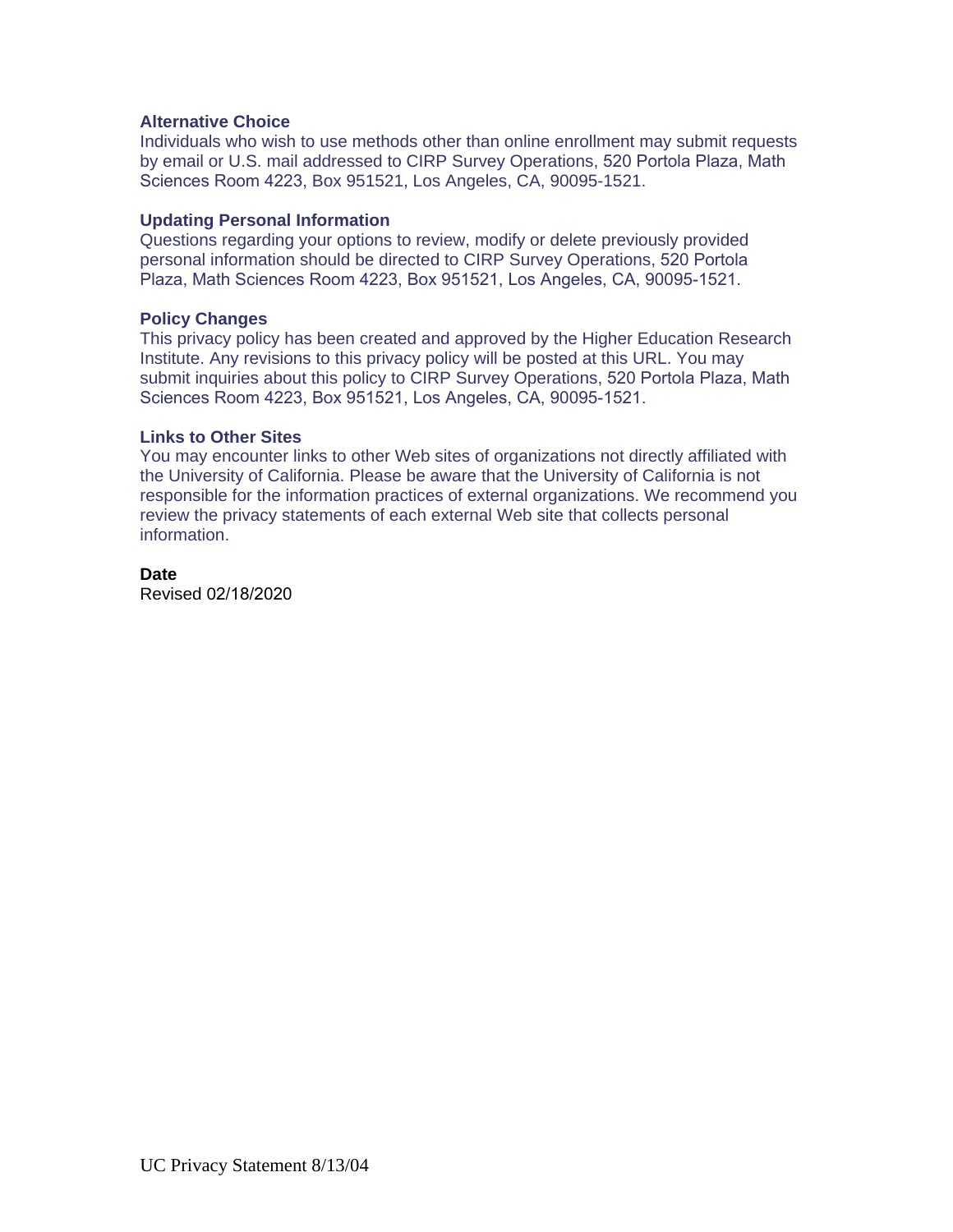**Alternative Choice**
Individuals who wish to use methods other than online enrollment may submit requests by email or U.S. mail addressed to CIRP Survey Operations, 520 Portola Plaza, Math Sciences Room 4223, Box 951521, Los Angeles, CA, 90095-1521.

**Updating Personal Information**
Questions regarding your options to review, modify or delete previously provided personal information should be directed to CIRP Survey Operations, 520 Portola Plaza, Math Sciences Room 4223, Box 951521, Los Angeles, CA, 90095-1521.

**Policy Changes**
This privacy policy has been created and approved by the Higher Education Research Institute. Any revisions to this privacy policy will be posted at this URL. You may submit inquiries about this policy to CIRP Survey Operations, 520 Portola Plaza, Math Sciences Room 4223, Box 951521, Los Angeles, CA, 90095-1521.

**Links to Other Sites**
You may encounter links to other Web sites of organizations not directly affiliated with the University of California. Please be aware that the University of California is not responsible for the information practices of external organizations. We recommend you review the privacy statements of each external Web site that collects personal information.

**Date**
Revised 02/18/2020